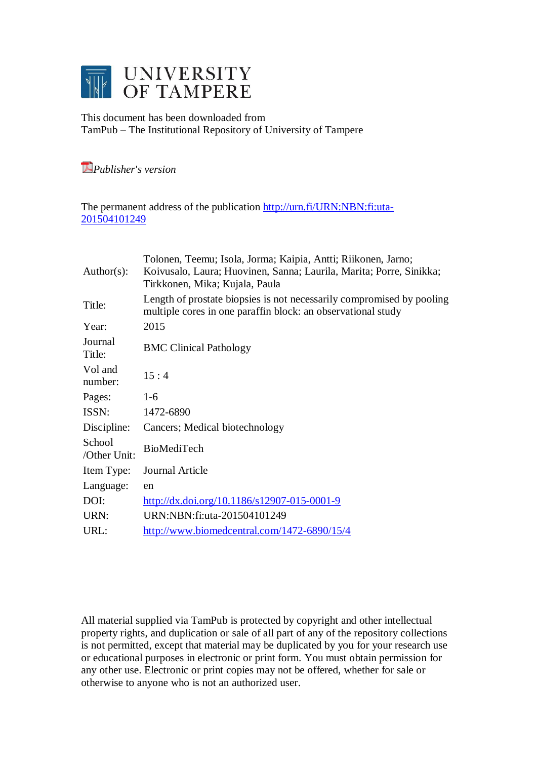# UNIVERSITY OF TAMPERE

This document has been downloaded from
TamPub – The Institutional Repository of University of Tampere

*Publisher's version*

The permanent address of the publication http://urn.fi/URN:NBN:fi:uta-201504101249

| | |
|---|---|
| Author(s): | Tolonen, Teemu; Isola, Jorma; Kaipia, Antti; Riikonen, Jarno; Koivusalo, Laura; Huovinen, Sanna; Laurila, Marita; Porre, Sinikka; Tirkkonen, Mika; Kujala, Paula |
| Title: | Length of prostate biopsies is not necessarily compromised by pooling multiple cores in one paraffin block: an observational study |
| Year: | 2015 |
| Journal Title: | BMC Clinical Pathology |
| Vol and number: | 15 : 4 |
| Pages: | 1-6 |
| ISSN: | 1472-6890 |
| Discipline: | Cancers; Medical biotechnology |
| School /Other Unit: | BioMediTech |
| Item Type: | Journal Article |
| Language: | en |
| DOI: | http://dx.doi.org/10.1186/s12907-015-0001-9 |
| URN: | URN:NBN:fi:uta-201504101249 |
| URL: | http://www.biomedcentral.com/1472-6890/15/4 |

All material supplied via TamPub is protected by copyright and other intellectual property rights, and duplication or sale of all part of any of the repository collections is not permitted, except that material may be duplicated by you for your research use or educational purposes in electronic or print form. You must obtain permission for any other use. Electronic or print copies may not be offered, whether for sale or otherwise to anyone who is not an authorized user.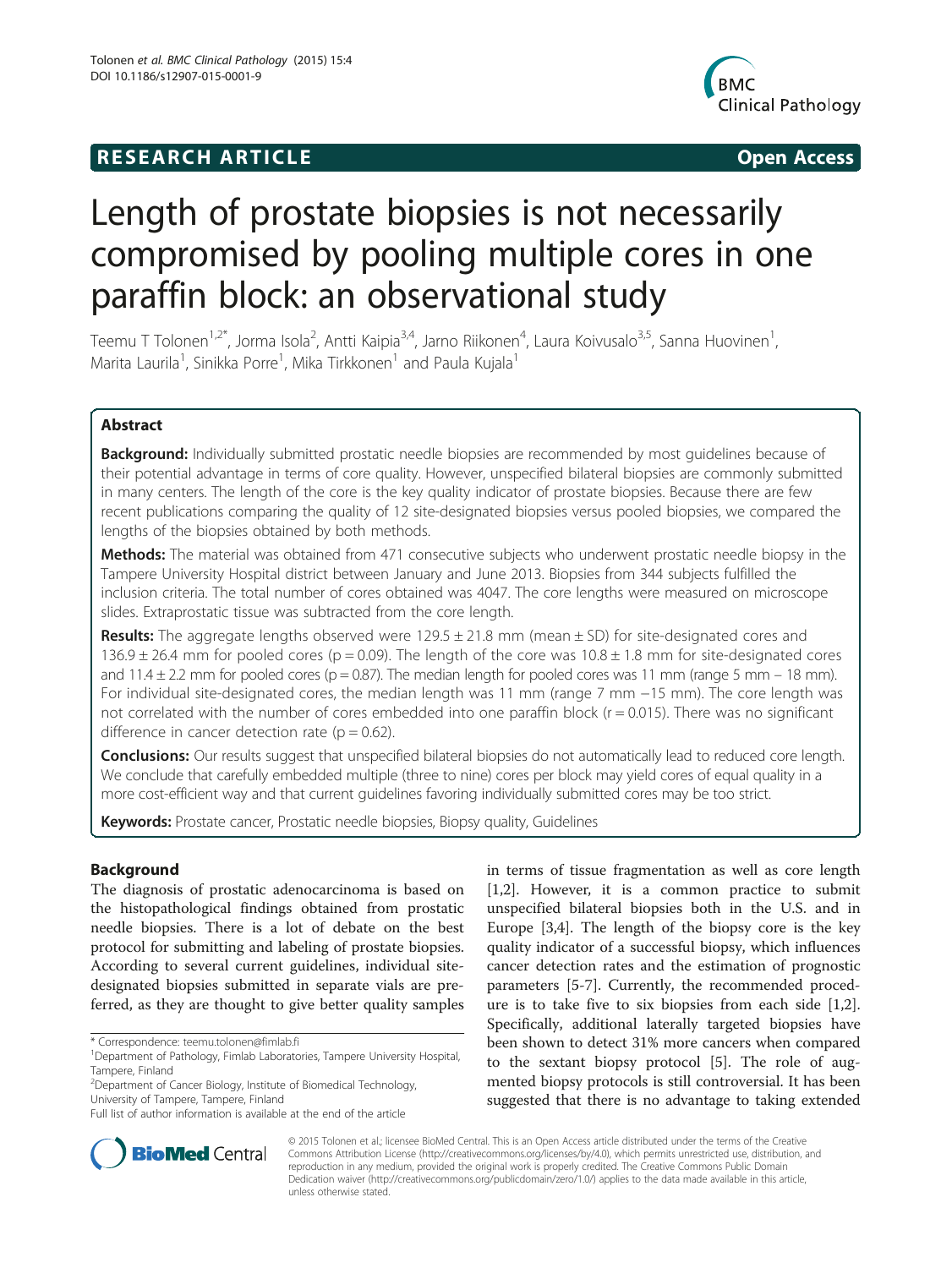# Length of prostate biopsies is not necessarily compromised by pooling multiple cores in one paraffin block: an observational study

Teemu T Tolonen[1,2*], Jorma Isola[2], Antti Kaipia[3,4], Jarno Riikonen[4], Laura Koivusalo[3,5], Sanna Huovinen[1], Marita Laurila[1], Sinikka Porre[1], Mika Tirkkonen[1] and Paula Kujala[1]

## Abstract

**Background:** Individually submitted prostatic needle biopsies are recommended by most guidelines because of their potential advantage in terms of core quality. However, unspecified bilateral biopsies are commonly submitted in many centers. The length of the core is the key quality indicator of prostate biopsies. Because there are few recent publications comparing the quality of 12 site-designated biopsies versus pooled biopsies, we compared the lengths of the biopsies obtained by both methods.

**Methods:** The material was obtained from 471 consecutive subjects who underwent prostatic needle biopsy in the Tampere University Hospital district between January and June 2013. Biopsies from 344 subjects fulfilled the inclusion criteria. The total number of cores obtained was 4047. The core lengths were measured on microscope slides. Extraprostatic tissue was subtracted from the core length.

**Results:** The aggregate lengths observed were 129.5 ± 21.8 mm (mean ± SD) for site-designated cores and 136.9 ± 26.4 mm for pooled cores ($p = 0.09$). The length of the core was 10.8 ± 1.8 mm for site-designated cores and 11.4 ± 2.2 mm for pooled cores ($p = 0.87$). The median length for pooled cores was 11 mm (range 5 mm – 18 mm). For individual site-designated cores, the median length was 11 mm (range 7 mm −15 mm). The core length was not correlated with the number of cores embedded into one paraffin block ($r = 0.015$). There was no significant difference in cancer detection rate ($p = 0.62$).

**Conclusions:** Our results suggest that unspecified bilateral biopsies do not automatically lead to reduced core length. We conclude that carefully embedded multiple (three to nine) cores per block may yield cores of equal quality in a more cost-efficient way and that current guidelines favoring individually submitted cores may be too strict.

**Keywords:** Prostate cancer, Prostatic needle biopsies, Biopsy quality, Guidelines

## Background

The diagnosis of prostatic adenocarcinoma is based on the histopathological findings obtained from prostatic needle biopsies. There is a lot of debate on the best protocol for submitting and labeling of prostate biopsies. According to several current guidelines, individual site-designated biopsies submitted in separate vials are preferred, as they are thought to give better quality samples in terms of tissue fragmentation as well as core length [1,2]. However, it is a common practice to submit unspecified bilateral biopsies both in the U.S. and in Europe [3,4]. The length of the biopsy core is the key quality indicator of a successful biopsy, which influences cancer detection rates and the estimation of prognostic parameters [5-7]. Currently, the recommended procedure is to take five to six biopsies from each side [1,2]. Specifically, additional laterally targeted biopsies have been shown to detect 31% more cancers when compared to the sextant biopsy protocol [5]. The role of augmented biopsy protocols is still controversial. It has been suggested that there is no advantage to taking extended

\* Correspondence: teemu.tolonen@fimlab.fi
[1]Department of Pathology, Fimlab Laboratories, Tampere University Hospital, Tampere, Finland
[2]Department of Cancer Biology, Institute of Biomedical Technology, University of Tampere, Tampere, Finland
Full list of author information is available at the end of the article

© 2015 Tolonen et al.; licensee BioMed Central. This is an Open Access article distributed under the terms of the Creative Commons Attribution License (http://creativecommons.org/licenses/by/4.0), which permits unrestricted use, distribution, and reproduction in any medium, provided the original work is properly credited. The Creative Commons Public Domain Dedication waiver (http://creativecommons.org/publicdomain/zero/1.0/) applies to the data made available in this article, unless otherwise stated.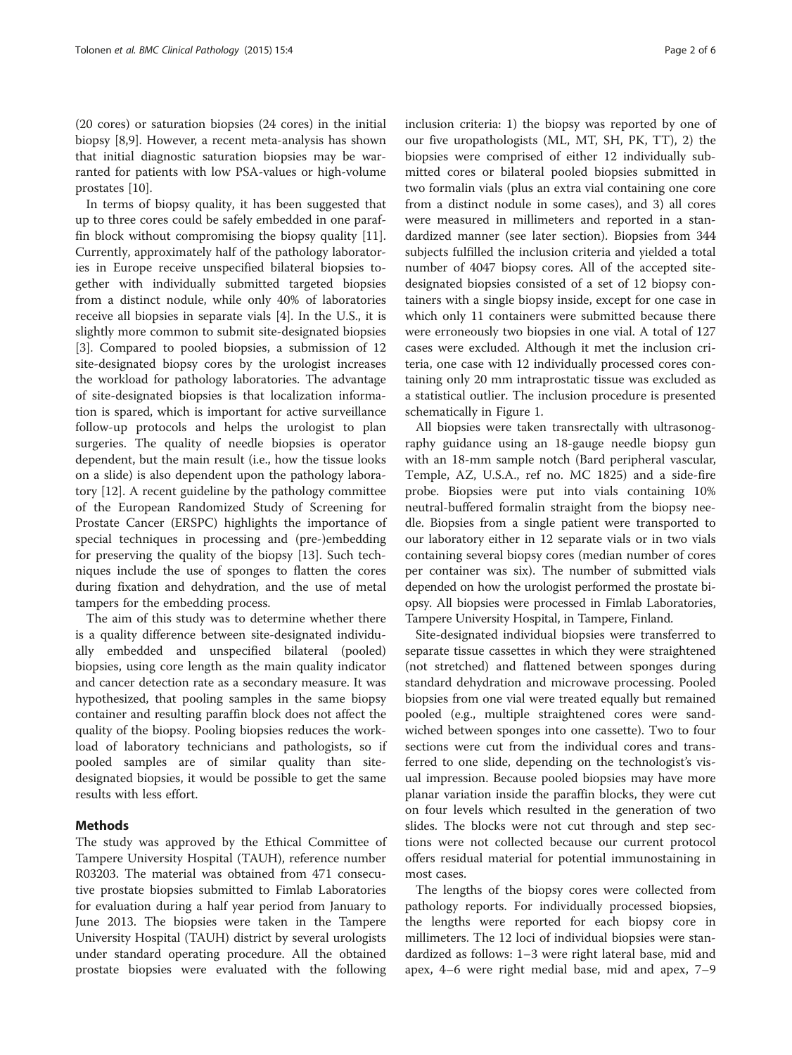(20 cores) or saturation biopsies (24 cores) in the initial biopsy [8,9]. However, a recent meta-analysis has shown that initial diagnostic saturation biopsies may be warranted for patients with low PSA-values or high-volume prostates [10].

In terms of biopsy quality, it has been suggested that up to three cores could be safely embedded in one paraffin block without compromising the biopsy quality [11]. Currently, approximately half of the pathology laboratories in Europe receive unspecified bilateral biopsies together with individually submitted targeted biopsies from a distinct nodule, while only 40% of laboratories receive all biopsies in separate vials [4]. In the U.S., it is slightly more common to submit site-designated biopsies [3]. Compared to pooled biopsies, a submission of 12 site-designated biopsy cores by the urologist increases the workload for pathology laboratories. The advantage of site-designated biopsies is that localization information is spared, which is important for active surveillance follow-up protocols and helps the urologist to plan surgeries. The quality of needle biopsies is operator dependent, but the main result (i.e., how the tissue looks on a slide) is also dependent upon the pathology laboratory [12]. A recent guideline by the pathology committee of the European Randomized Study of Screening for Prostate Cancer (ERSPC) highlights the importance of special techniques in processing and (pre-)embedding for preserving the quality of the biopsy [13]. Such techniques include the use of sponges to flatten the cores during fixation and dehydration, and the use of metal tampers for the embedding process.

The aim of this study was to determine whether there is a quality difference between site-designated individually embedded and unspecified bilateral (pooled) biopsies, using core length as the main quality indicator and cancer detection rate as a secondary measure. It was hypothesized, that pooling samples in the same biopsy container and resulting paraffin block does not affect the quality of the biopsy. Pooling biopsies reduces the workload of laboratory technicians and pathologists, so if pooled samples are of similar quality than site-designated biopsies, it would be possible to get the same results with less effort.

## Methods

The study was approved by the Ethical Committee of Tampere University Hospital (TAUH), reference number R03203. The material was obtained from 471 consecutive prostate biopsies submitted to Fimlab Laboratories for evaluation during a half year period from January to June 2013. The biopsies were taken in the Tampere University Hospital (TAUH) district by several urologists under standard operating procedure. All the obtained prostate biopsies were evaluated with the following inclusion criteria: 1) the biopsy was reported by one of our five uropathologists (ML, MT, SH, PK, TT), 2) the biopsies were comprised of either 12 individually submitted cores or bilateral pooled biopsies submitted in two formalin vials (plus an extra vial containing one core from a distinct nodule in some cases), and 3) all cores were measured in millimeters and reported in a standardized manner (see later section). Biopsies from 344 subjects fulfilled the inclusion criteria and yielded a total number of 4047 biopsy cores. All of the accepted site-designated biopsies consisted of a set of 12 biopsy containers with a single biopsy inside, except for one case in which only 11 containers were submitted because there were erroneously two biopsies in one vial. A total of 127 cases were excluded. Although it met the inclusion criteria, one case with 12 individually processed cores containing only 20 mm intraprostatic tissue was excluded as a statistical outlier. The inclusion procedure is presented schematically in Figure 1.

All biopsies were taken transrectally with ultrasonography guidance using an 18-gauge needle biopsy gun with an 18-mm sample notch (Bard peripheral vascular, Temple, AZ, U.S.A., ref no. MC 1825) and a side-fire probe. Biopsies were put into vials containing 10% neutral-buffered formalin straight from the biopsy needle. Biopsies from a single patient were transported to our laboratory either in 12 separate vials or in two vials containing several biopsy cores (median number of cores per container was six). The number of submitted vials depended on how the urologist performed the prostate biopsy. All biopsies were processed in Fimlab Laboratories, Tampere University Hospital, in Tampere, Finland.

Site-designated individual biopsies were transferred to separate tissue cassettes in which they were straightened (not stretched) and flattened between sponges during standard dehydration and microwave processing. Pooled biopsies from one vial were treated equally but remained pooled (e.g., multiple straightened cores were sandwiched between sponges into one cassette). Two to four sections were cut from the individual cores and transferred to one slide, depending on the technologist's visual impression. Because pooled biopsies may have more planar variation inside the paraffin blocks, they were cut on four levels which resulted in the generation of two slides. The blocks were not cut through and step sections were not collected because our current protocol offers residual material for potential immunostaining in most cases.

The lengths of the biopsy cores were collected from pathology reports. For individually processed biopsies, the lengths were reported for each biopsy core in millimeters. The 12 loci of individual biopsies were standardized as follows: 1–3 were right lateral base, mid and apex, 4–6 were right medial base, mid and apex, 7–9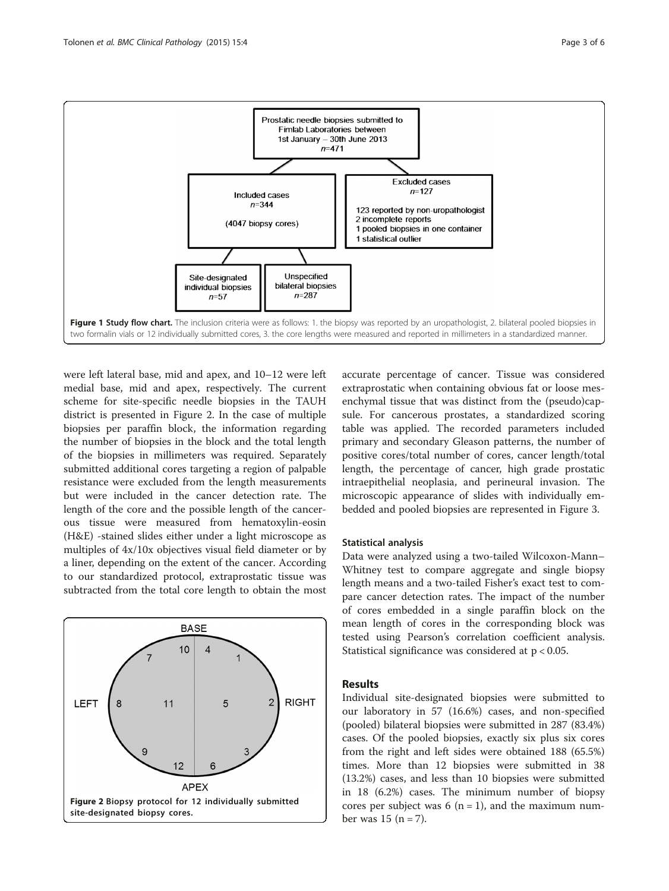Prostatic needle biopsies submitted to Fimlab Laboratories between 1st January – 30th June 2013 n=471

Included cases n=344 (4047 biopsy cores)

Excluded cases n=127
123 reported by non-uropathologist
2 incomplete reports
1 pooled biopsies in one container
1 statistical outlier

Site-designated individual biopsies n=57

Unspecified bilateral biopsies n=287

**Figure 1 Study flow chart.** The inclusion criteria were as follows: 1. the biopsy was reported by an uropathologist, 2. bilateral pooled biopsies in two formalin vials or 12 individually submitted cores, 3. the core lengths were measured and reported in millimeters in a standardized manner.

were left lateral base, mid and apex, and 10–12 were left medial base, mid and apex, respectively. The current scheme for site-specific needle biopsies in the TAUH district is presented in Figure 2. In the case of multiple biopsies per paraffin block, the information regarding the number of biopsies in the block and the total length of the biopsies in millimeters was required. Separately submitted additional cores targeting a region of palpable resistance were excluded from the length measurements but were included in the cancer detection rate. The length of the core and the possible length of the cancerous tissue were measured from hematoxylin-eosin (H&E) -stained slides either under a light microscope as multiples of 4x/10x objectives visual field diameter or by a liner, depending on the extent of the cancer. According to our standardized protocol, extraprostatic tissue was subtracted from the total core length to obtain the most accurate percentage of cancer. Tissue was considered extraprostatic when containing obvious fat or loose mesenchymal tissue that was distinct from the (pseudo)capsule. For cancerous prostates, a standardized scoring table was applied. The recorded parameters included primary and secondary Gleason patterns, the number of positive cores/total number of cores, cancer length/total length, the percentage of cancer, high grade prostatic intraepithelial neoplasia, and perineural invasion. The microscopic appearance of slides with individually embedded and pooled biopsies are represented in Figure 3.

BASE
10 4
7 1
LEFT 8 11 5 2 RIGHT
9 3
12 6
APEX

**Figure 2** Biopsy protocol for 12 individually submitted site-designated biopsy cores.

### Statistical analysis

Data were analyzed using a two-tailed Wilcoxon-Mann–Whitney test to compare aggregate and single biopsy length means and a two-tailed Fisher's exact test to compare cancer detection rates. The impact of the number of cores embedded in a single paraffin block on the mean length of cores in the corresponding block was tested using Pearson's correlation coefficient analysis. Statistical significance was considered at $p < 0.05$.

## Results

Individual site-designated biopsies were submitted to our laboratory in 57 (16.6%) cases, and non-specified (pooled) bilateral biopsies were submitted in 287 (83.4%) cases. Of the pooled biopsies, exactly six plus six cores from the right and left sides were obtained 188 (65.5%) times. More than 12 biopsies were submitted in 38 (13.2%) cases, and less than 10 biopsies were submitted in 18 (6.2%) cases. The minimum number of biopsy cores per subject was 6 ($n = 1$), and the maximum number was 15 ($n = 7$).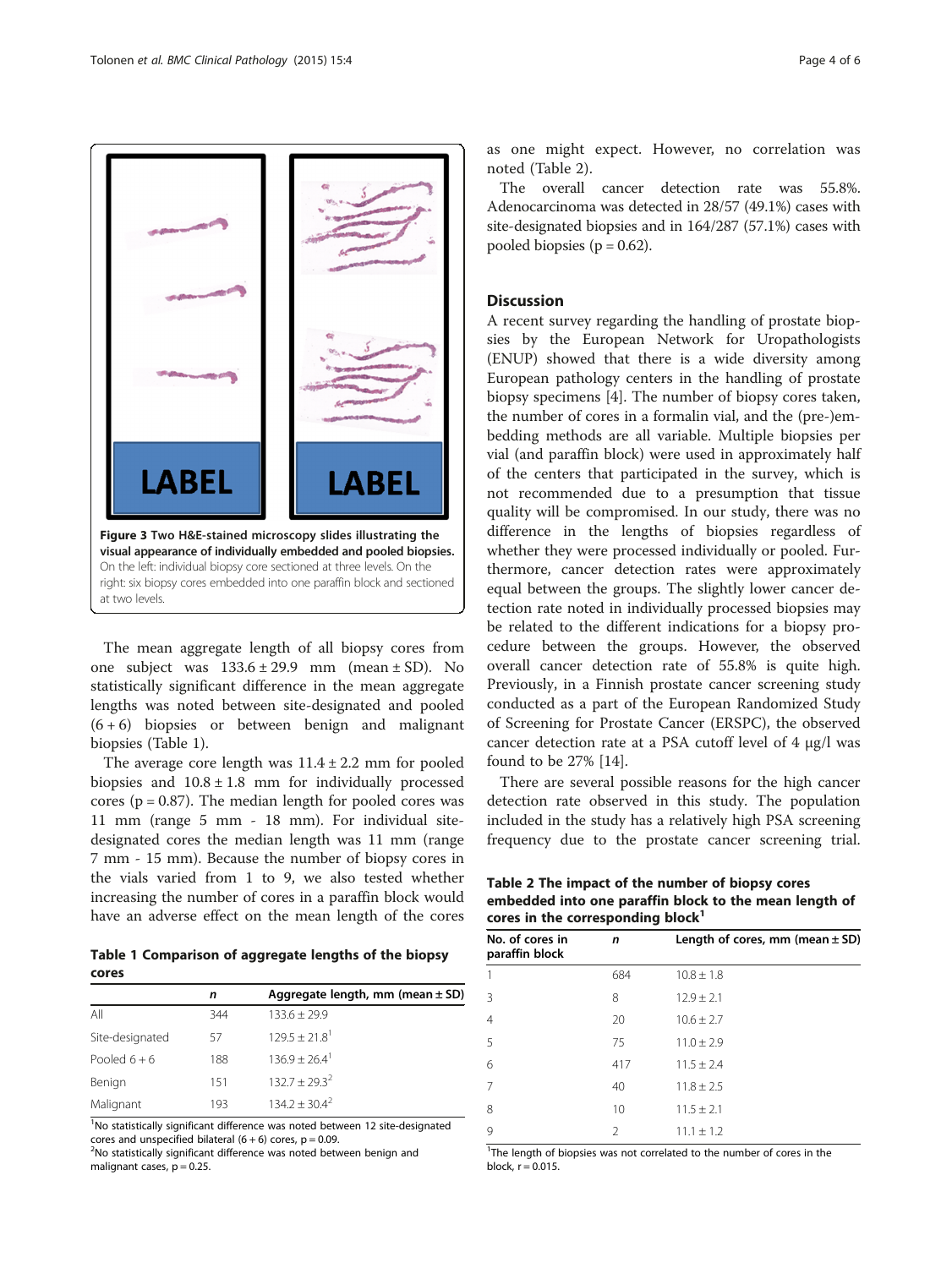Figure 3 Two H&E-stained microscopy slides illustrating the visual appearance of individually embedded and pooled biopsies. On the left: individual biopsy core sectioned at three levels. On the right: six biopsy cores embedded into one paraffin block and sectioned at two levels.

The mean aggregate length of all biopsy cores from one subject was 133.6 ± 29.9 mm (mean ± SD). No statistically significant difference in the mean aggregate lengths was noted between site-designated and pooled (6 + 6) biopsies or between benign and malignant biopsies (Table 1).

The average core length was 11.4 ± 2.2 mm for pooled biopsies and 10.8 ± 1.8 mm for individually processed cores (p = 0.87). The median length for pooled cores was 11 mm (range 5 mm - 18 mm). For individual site-designated cores the median length was 11 mm (range 7 mm - 15 mm). Because the number of biopsy cores in the vials varied from 1 to 9, we also tested whether increasing the number of cores in a paraffin block would have an adverse effect on the mean length of the cores as one might expect. However, no correlation was noted (Table 2).

**Table 1 Comparison of aggregate lengths of the biopsy cores**

| | *n* | Aggregate length, mm (mean ± SD) |
|---|---|---|
| All | 344 | 133.6 ± 29.9 |
| Site-designated | 57 | 129.5 ± 21.8[1] |
| Pooled 6 + 6 | 188 | 136.9 ± 26.4[1] |
| Benign | 151 | 132.7 ± 29.3[2] |
| Malignant | 193 | 134.2 ± 30.4[2] |

[1]No statistically significant difference was noted between 12 site-designated cores and unspecified bilateral (6 + 6) cores, p = 0.09.
[2]No statistically significant difference was noted between benign and malignant cases, p = 0.25.

The overall cancer detection rate was 55.8%. Adenocarcinoma was detected in 28/57 (49.1%) cases with site-designated biopsies and in 164/287 (57.1%) cases with pooled biopsies (p = 0.62).

## Discussion

A recent survey regarding the handling of prostate biopsies by the European Network for Uropathologists (ENUP) showed that there is a wide diversity among European pathology centers in the handling of prostate biopsy specimens [4]. The number of biopsy cores taken, the number of cores in a formalin vial, and the (pre-)embedding methods are all variable. Multiple biopsies per vial (and paraffin block) were used in approximately half of the centers that participated in the survey, which is not recommended due to a presumption that tissue quality will be compromised. In our study, there was no difference in the lengths of biopsies regardless of whether they were processed individually or pooled. Furthermore, cancer detection rates were approximately equal between the groups. The slightly lower cancer detection rate noted in individually processed biopsies may be related to the different indications for a biopsy procedure between the groups. However, the observed overall cancer detection rate of 55.8% is quite high. Previously, in a Finnish prostate cancer screening study conducted as a part of the European Randomized Study of Screening for Prostate Cancer (ERSPC), the observed cancer detection rate at a PSA cutoff level of 4 μg/l was found to be 27% [14].

There are several possible reasons for the high cancer detection rate observed in this study. The population included in the study has a relatively high PSA screening frequency due to the prostate cancer screening trial.

**Table 2 The impact of the number of biopsy cores embedded into one paraffin block to the mean length of cores in the corresponding block[1]**

| No. of cores in paraffin block | *n* | Length of cores, mm (mean ± SD) |
|---|---|---|
| 1 | 684 | 10.8 ± 1.8 |
| 3 | 8 | 12.9 ± 2.1 |
| 4 | 20 | 10.6 ± 2.7 |
| 5 | 75 | 11.0 ± 2.9 |
| 6 | 417 | 11.5 ± 2.4 |
| 7 | 40 | 11.8 ± 2.5 |
| 8 | 10 | 11.5 ± 2.1 |
| 9 | 2 | 11.1 ± 1.2 |

[1]The length of biopsies was not correlated to the number of cores in the block, r = 0.015.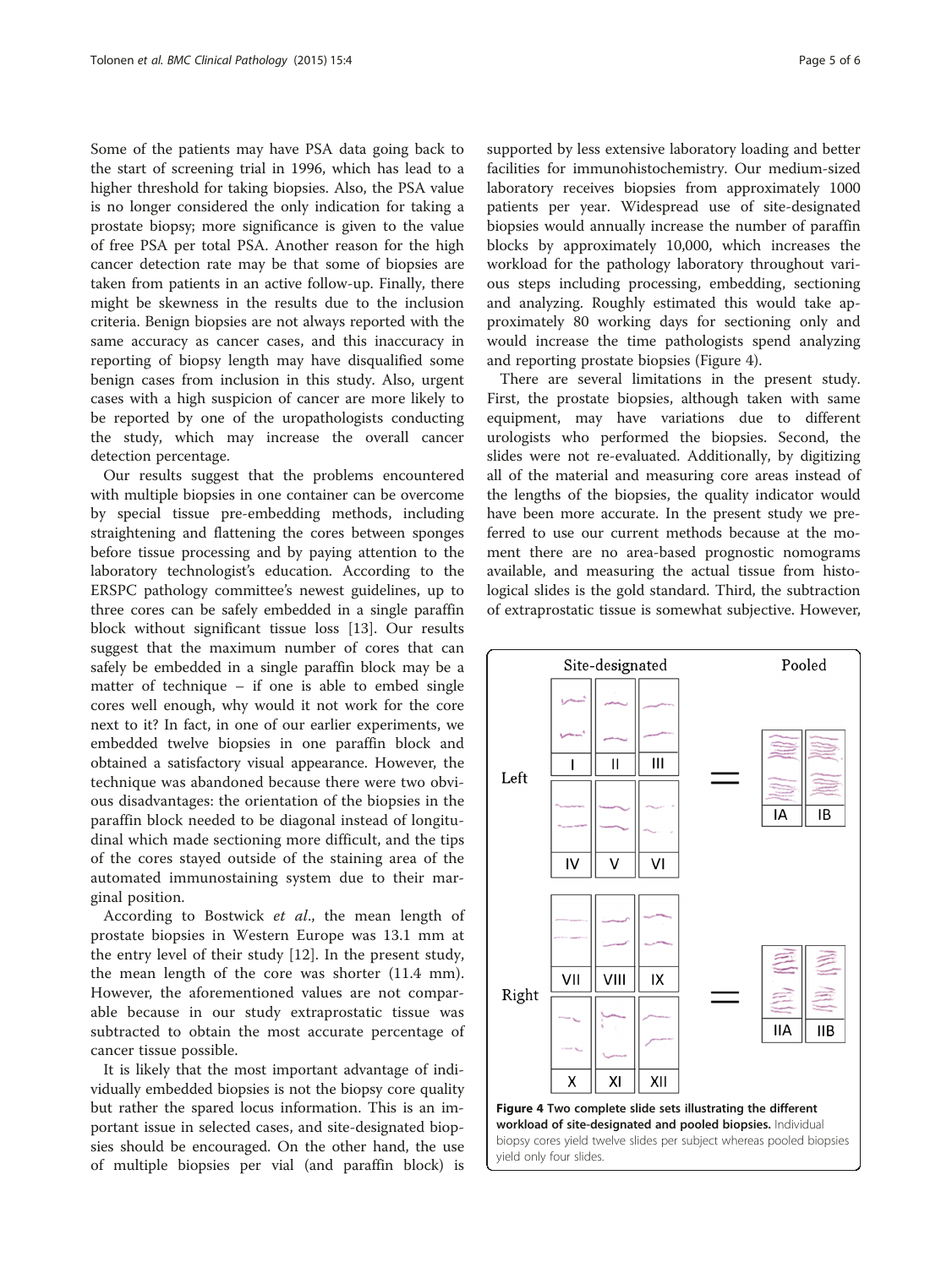Some of the patients may have PSA data going back to the start of screening trial in 1996, which has lead to a higher threshold for taking biopsies. Also, the PSA value is no longer considered the only indication for taking a prostate biopsy; more significance is given to the value of free PSA per total PSA. Another reason for the high cancer detection rate may be that some of biopsies are taken from patients in an active follow-up. Finally, there might be skewness in the results due to the inclusion criteria. Benign biopsies are not always reported with the same accuracy as cancer cases, and this inaccuracy in reporting of biopsy length may have disqualified some benign cases from inclusion in this study. Also, urgent cases with a high suspicion of cancer are more likely to be reported by one of the uropathologists conducting the study, which may increase the overall cancer detection percentage.

Our results suggest that the problems encountered with multiple biopsies in one container can be overcome by special tissue pre-embedding methods, including straightening and flattening the cores between sponges before tissue processing and by paying attention to the laboratory technologist's education. According to the ERSPC pathology committee's newest guidelines, up to three cores can be safely embedded in a single paraffin block without significant tissue loss [13]. Our results suggest that the maximum number of cores that can safely be embedded in a single paraffin block may be a matter of technique – if one is able to embed single cores well enough, why would it not work for the core next to it? In fact, in one of our earlier experiments, we embedded twelve biopsies in one paraffin block and obtained a satisfactory visual appearance. However, the technique was abandoned because there were two obvious disadvantages: the orientation of the biopsies in the paraffin block needed to be diagonal instead of longitudinal which made sectioning more difficult, and the tips of the cores stayed outside of the staining area of the automated immunostaining system due to their marginal position.

According to Bostwick *et al*., the mean length of prostate biopsies in Western Europe was 13.1 mm at the entry level of their study [12]. In the present study, the mean length of the core was shorter (11.4 mm). However, the aforementioned values are not comparable because in our study extraprostatic tissue was subtracted to obtain the most accurate percentage of cancer tissue possible.

It is likely that the most important advantage of individually embedded biopsies is not the biopsy core quality but rather the spared locus information. This is an important issue in selected cases, and site-designated biopsies should be encouraged. On the other hand, the use of multiple biopsies per vial (and paraffin block) is supported by less extensive laboratory loading and better facilities for immunohistochemistry. Our medium-sized laboratory receives biopsies from approximately 1000 patients per year. Widespread use of site-designated biopsies would annually increase the number of paraffin blocks by approximately 10,000, which increases the workload for the pathology laboratory throughout various steps including processing, embedding, sectioning and analyzing. Roughly estimated this would take approximately 80 working days for sectioning only and would increase the time pathologists spend analyzing and reporting prostate biopsies (Figure 4).

There are several limitations in the present study. First, the prostate biopsies, although taken with same equipment, may have variations due to different urologists who performed the biopsies. Second, the slides were not re-evaluated. Additionally, by digitizing all of the material and measuring core areas instead of the lengths of the biopsies, the quality indicator would have been more accurate. In the present study we preferred to use our current methods because at the moment there are no area-based prognostic nomograms available, and measuring the actual tissue from histological slides is the gold standard. Third, the subtraction of extraprostatic tissue is somewhat subjective. However,

Site-designated

Pooled

Left

I II III IV V VI

IA IB

Right

VII VIII IX X XI XII

IIA IIB

**Figure 4 Two complete slide sets illustrating the different workload of site-designated and pooled biopsies.** Individual biopsy cores yield twelve slides per subject whereas pooled biopsies yield only four slides.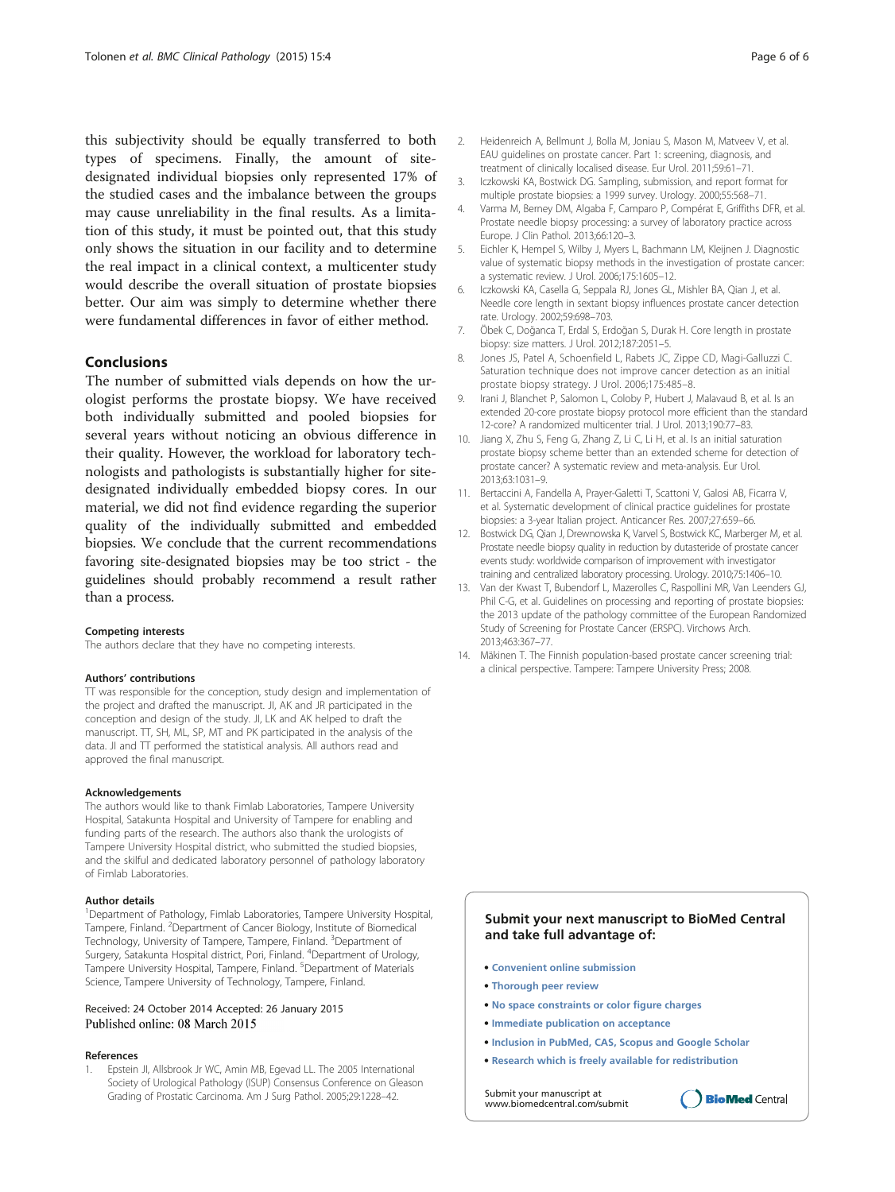this subjectivity should be equally transferred to both types of specimens. Finally, the amount of site-designated individual biopsies only represented 17% of the studied cases and the imbalance between the groups may cause unreliability in the final results. As a limitation of this study, it must be pointed out, that this study only shows the situation in our facility and to determine the real impact in a clinical context, a multicenter study would describe the overall situation of prostate biopsies better. Our aim was simply to determine whether there were fundamental differences in favor of either method.

## Conclusions

The number of submitted vials depends on how the urologist performs the prostate biopsy. We have received both individually submitted and pooled biopsies for several years without noticing an obvious difference in their quality. However, the workload for laboratory technologists and pathologists is substantially higher for site-designated individually embedded biopsy cores. In our material, we did not find evidence regarding the superior quality of the individually submitted and embedded biopsies. We conclude that the current recommendations favoring site-designated biopsies may be too strict - the guidelines should probably recommend a result rather than a process.

#### Competing interests

The authors declare that they have no competing interests.

#### Authors' contributions

TT was responsible for the conception, study design and implementation of the project and drafted the manuscript. JI, AK and JR participated in the conception and design of the study. JI, LK and AK helped to draft the manuscript. TT, SH, ML, SP, MT and PK participated in the analysis of the data. JI and TT performed the statistical analysis. All authors read and approved the final manuscript.

#### Acknowledgements

The authors would like to thank Fimlab Laboratories, Tampere University Hospital, Satakunta Hospital and University of Tampere for enabling and funding parts of the research. The authors also thank the urologists of Tampere University Hospital district, who submitted the studied biopsies, and the skilful and dedicated laboratory personnel of pathology laboratory of Fimlab Laboratories.

#### Author details

[1]Department of Pathology, Fimlab Laboratories, Tampere University Hospital, Tampere, Finland. [2]Department of Cancer Biology, Institute of Biomedical Technology, University of Tampere, Tampere, Finland. [3]Department of Surgery, Satakunta Hospital district, Pori, Finland. [4]Department of Urology, Tampere University Hospital, Tampere, Finland. [5]Department of Materials Science, Tampere University of Technology, Tampere, Finland.

Received: 24 October 2014 Accepted: 26 January 2015
Published online: 08 March 2015

#### References

1. Epstein JI, Allsbrook Jr WC, Amin MB, Egevad LL. The 2005 International Society of Urological Pathology (ISUP) Consensus Conference on Gleason Grading of Prostatic Carcinoma. Am J Surg Pathol. 2005;29:1228–42.
2. Heidenreich A, Bellmunt J, Bolla M, Joniau S, Mason M, Matveev V, et al. EAU guidelines on prostate cancer. Part 1: screening, diagnosis, and treatment of clinically localised disease. Eur Urol. 2011;59:61–71.
3. Iczkowski KA, Bostwick DG. Sampling, submission, and report format for multiple prostate biopsies: a 1999 survey. Urology. 2000;55:568–71.
4. Varma M, Berney DM, Algaba F, Camparo P, Compérat E, Griffiths DFR, et al. Prostate needle biopsy processing: a survey of laboratory practice across Europe. J Clin Pathol. 2013;66:120–3.
5. Eichler K, Hempel S, Wilby J, Myers L, Bachmann LM, Kleijnen J. Diagnostic value of systematic biopsy methods in the investigation of prostate cancer: a systematic review. J Urol. 2006;175:1605–12.
6. Iczkowski KA, Casella G, Seppala RJ, Jones GL, Mishler BA, Qian J, et al. Needle core length in sextant biopsy influences prostate cancer detection rate. Urology. 2002;59:698–703.
7. Öbek C, Doğanca T, Erdal S, Erdoğan S, Durak H. Core length in prostate biopsy: size matters. J Urol. 2012;187:2051–5.
8. Jones JS, Patel A, Schoenfield L, Rabets JC, Zippe CD, Magi-Galluzzi C. Saturation technique does not improve cancer detection as an initial prostate biopsy strategy. J Urol. 2006;175:485–8.
9. Irani J, Blanchet P, Salomon L, Coloby P, Hubert J, Malavaud B, et al. Is an extended 20-core prostate biopsy protocol more efficient than the standard 12-core? A randomized multicenter trial. J Urol. 2013;190:77–83.
10. Jiang X, Zhu S, Feng G, Zhang Z, Li C, Li H, et al. Is an initial saturation prostate biopsy scheme better than an extended scheme for detection of prostate cancer? A systematic review and meta-analysis. Eur Urol. 2013;63:1031–9.
11. Bertaccini A, Fandella A, Prayer-Galetti T, Scattoni V, Galosi AB, Ficarra V, et al. Systematic development of clinical practice guidelines for prostate biopsies: a 3-year Italian project. Anticancer Res. 2007;27:659–66.
12. Bostwick DG, Qian J, Drewnowska K, Varvel S, Bostwick KC, Marberger M, et al. Prostate needle biopsy quality in reduction by dutasteride of prostate cancer events study: worldwide comparison of improvement with investigator training and centralized laboratory processing. Urology. 2010;75:1406–10.
13. Van der Kwast T, Bubendorf L, Mazerolles C, Raspollini MR, Van Leenders GJ, Phil C-G, et al. Guidelines on processing and reporting of prostate biopsies: the 2013 update of the pathology committee of the European Randomized Study of Screening for Prostate Cancer (ERSPC). Virchows Arch. 2013;463:367–77.
14. Mäkinen T. The Finnish population-based prostate cancer screening trial: a clinical perspective. Tampere: Tampere University Press; 2008.

**Submit your next manuscript to BioMed Central and take full advantage of:**

- Convenient online submission
- Thorough peer review
- No space constraints or color figure charges
- Immediate publication on acceptance
- Inclusion in PubMed, CAS, Scopus and Google Scholar
- Research which is freely available for redistribution

Submit your manuscript at www.biomedcentral.com/submit

BioMed Central